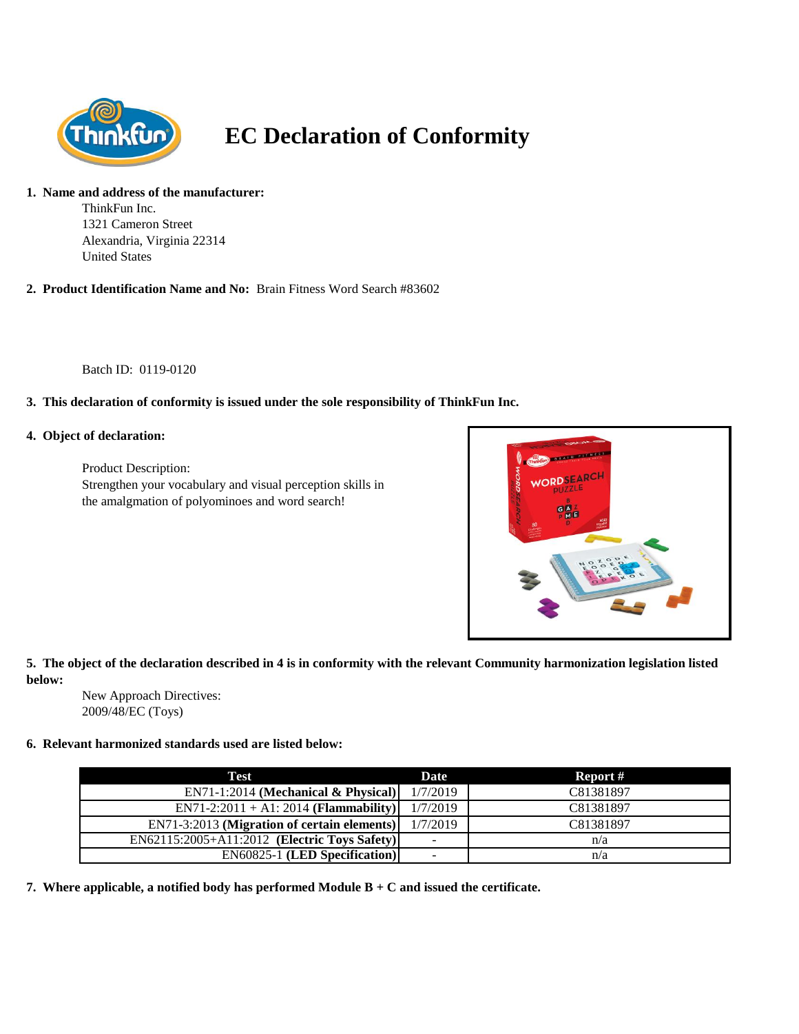# EC Declaration of Conformity

1. **Name and address of the manufacturer:**

   ThinkFun Inc.
   1321 Cameron Street
   Alexandria, Virginia 22314
   United States

2. **Product Identification Name and No:** Brain Fitness Word Search #83602

   Batch ID: 0119-0120

3. **This declaration of conformity is issued under the sole responsibility of ThinkFun Inc.**

4. **Object of declaration:**

   Product Description:
   Strengthen your vocabulary and visual perception skills in the amalgmation of polyominoes and word search!

5. **The object of the declaration described in 4 is in conformity with the relevant Community harmonization legislation listed below:**

   New Approach Directives:
   2009/48/EC (Toys)

6. **Relevant harmonized standards used are listed below:**

| Test | Date | Report # |
|---|---|---|
| EN71-1:2014 **(Mechanical & Physical)** | 1/7/2019 | C81381897 |
| EN71-2:2011 + A1: 2014 **(Flammability)** | 1/7/2019 | C81381897 |
| EN71-3:2013 **(Migration of certain elements)** | 1/7/2019 | C81381897 |
| EN62115:2005+A11:2012 **(Electric Toys Safety)** | - | n/a |
| EN60825-1 **(LED Specification)** | - | n/a |

7. **Where applicable, a notified body has performed Module B + C and issued the certificate.**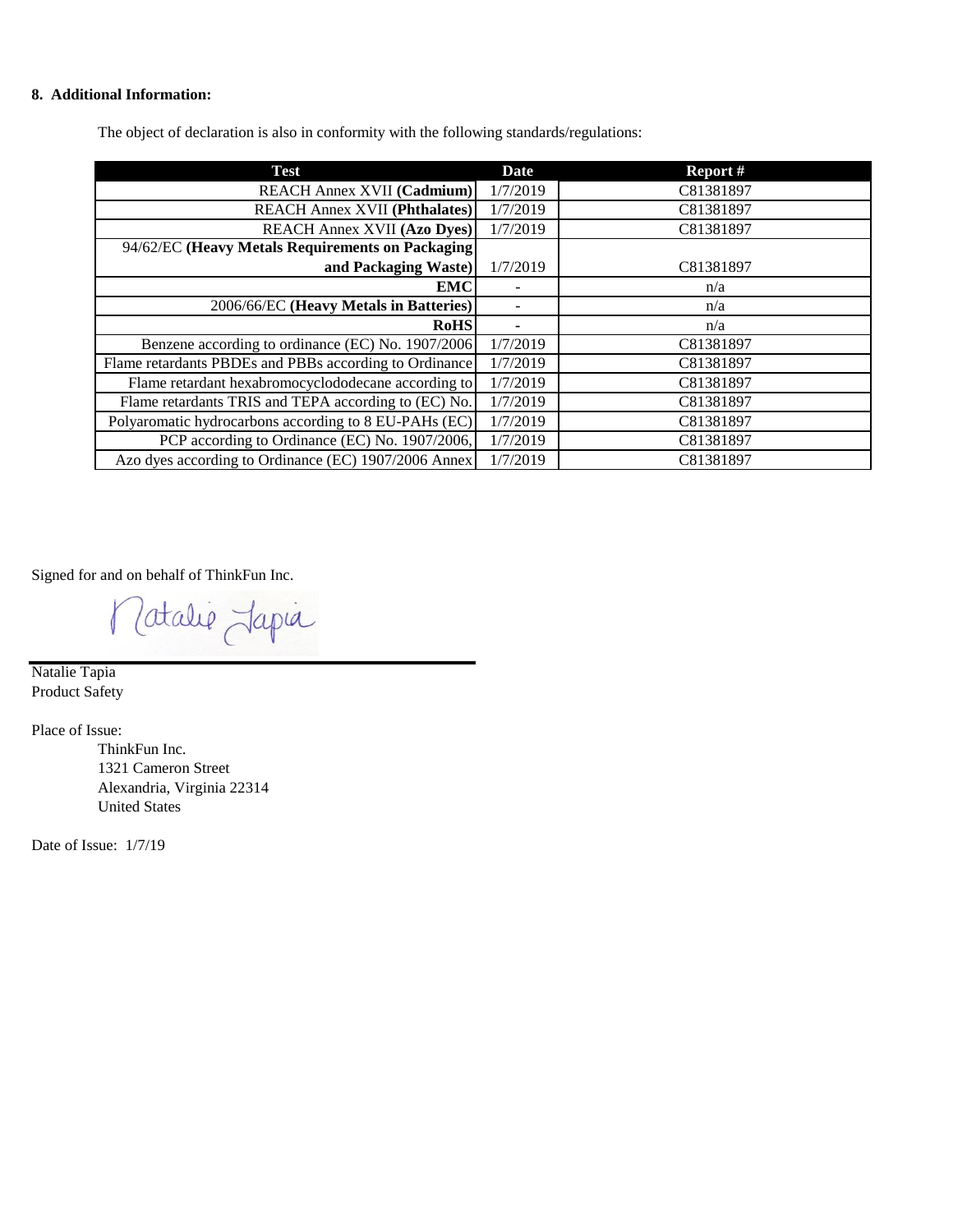**8. Additional Information:**

The object of declaration is also in conformity with the following standards/regulations:

| Test | Date | Report # |
|---|---|---|
| REACH Annex XVII **(Cadmium)** | 1/7/2019 | C81381897 |
| REACH Annex XVII **(Phthalates)** | 1/7/2019 | C81381897 |
| REACH Annex XVII **(Azo Dyes)** | 1/7/2019 | C81381897 |
| 94/62/EC **(Heavy Metals Requirements on Packaging and Packaging Waste)** | 1/7/2019 | C81381897 |
| **EMC** | - | n/a |
| 2006/66/EC **(Heavy Metals in Batteries)** | - | n/a |
| **RoHS** | - | n/a |
| Benzene according to ordinance (EC) No. 1907/2006 | 1/7/2019 | C81381897 |
| Flame retardants PBDEs and PBBs according to Ordinance | 1/7/2019 | C81381897 |
| Flame retardant hexabromocyclododecane according to | 1/7/2019 | C81381897 |
| Flame retardants TRIS and TEPA according to (EC) No. | 1/7/2019 | C81381897 |
| Polyaromatic hydrocarbons according to 8 EU-PAHs (EC) | 1/7/2019 | C81381897 |
| PCP according to Ordinance (EC) No. 1907/2006, | 1/7/2019 | C81381897 |
| Azo dyes according to Ordinance (EC) 1907/2006 Annex | 1/7/2019 | C81381897 |

Signed for and on behalf of ThinkFun Inc.

Natalie Tapia

Natalie Tapia
Product Safety

Place of Issue:

ThinkFun Inc.
1321 Cameron Street
Alexandria, Virginia 22314
United States

Date of Issue: 1/7/19